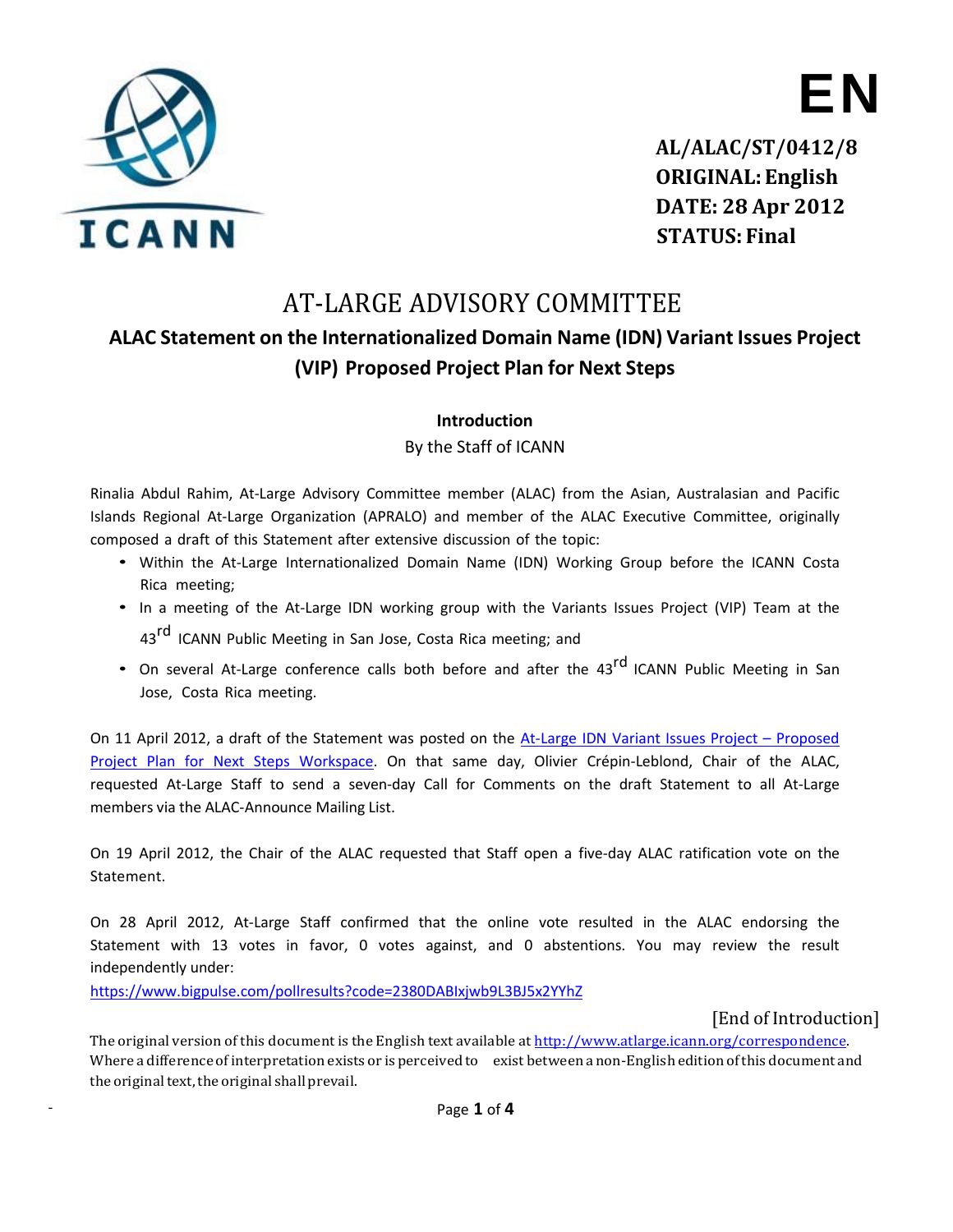EN

**AL/ALAC/ST/0412/8**
**ORIGINAL: English**
**DATE: 28 Apr 2012**
**STATUS: Final**

# AT-LARGE ADVISORY COMMITTEE

## ALAC Statement on the Internationalized Domain Name (IDN) Variant Issues Project (VIP) Proposed Project Plan for Next Steps

### Introduction

By the Staff of ICANN

Rinalia Abdul Rahim, At-Large Advisory Committee member (ALAC) from the Asian, Australasian and Pacific Islands Regional At-Large Organization (APRALO) and member of the ALAC Executive Committee, originally composed a draft of this Statement after extensive discussion of the topic:

- Within the At-Large Internationalized Domain Name (IDN) Working Group before the ICANN Costa Rica meeting;
- In a meeting of the At-Large IDN working group with the Variants Issues Project (VIP) Team at the 43rd ICANN Public Meeting in San Jose, Costa Rica meeting; and
- On several At-Large conference calls both before and after the 43rd ICANN Public Meeting in San Jose, Costa Rica meeting.

On 11 April 2012, a draft of the Statement was posted on the At-Large IDN Variant Issues Project – Proposed Project Plan for Next Steps Workspace. On that same day, Olivier Crépin-Leblond, Chair of the ALAC, requested At-Large Staff to send a seven-day Call for Comments on the draft Statement to all At-Large members via the ALAC-Announce Mailing List.

On 19 April 2012, the Chair of the ALAC requested that Staff open a five-day ALAC ratification vote on the Statement.

On 28 April 2012, At-Large Staff confirmed that the online vote resulted in the ALAC endorsing the Statement with 13 votes in favor, 0 votes against, and 0 abstentions. You may review the result independently under:
https://www.bigpulse.com/pollresults?code=2380DABIxjwb9L3BJ5x2YYhZ

[End of Introduction]

The original version of this document is the English text available at http://www.atlarge.icann.org/correspondence. Where a difference of interpretation exists or is perceived to exist between a non-English edition of this document and the original text, the original shall prevail.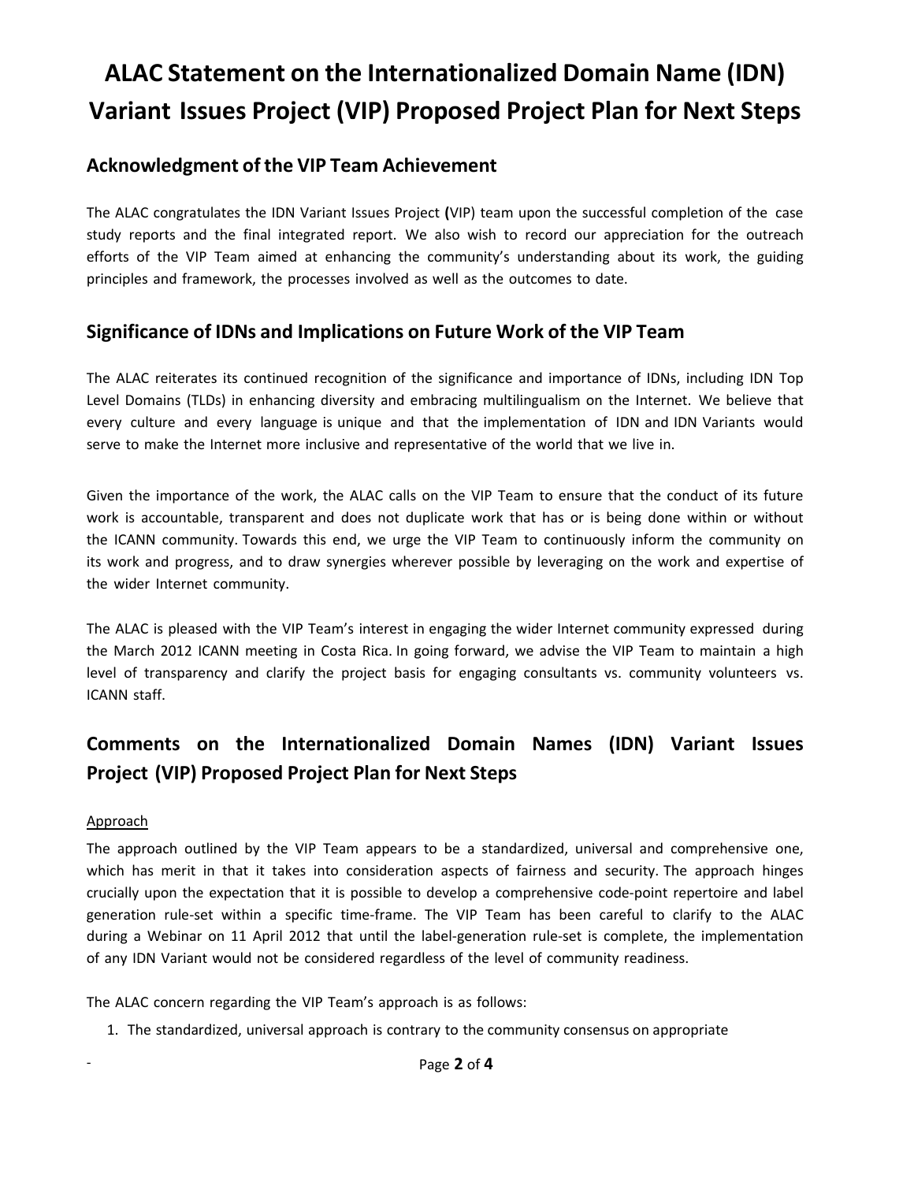# ALAC Statement on the Internationalized Domain Name (IDN) Variant Issues Project (VIP) Proposed Project Plan for Next Steps

## Acknowledgment of the VIP Team Achievement

The ALAC congratulates the IDN Variant Issues Project **(**VIP) team upon the successful completion of the case study reports and the final integrated report. We also wish to record our appreciation for the outreach efforts of the VIP Team aimed at enhancing the community's understanding about its work, the guiding principles and framework, the processes involved as well as the outcomes to date.

## Significance of IDNs and Implications on Future Work of the VIP Team

The ALAC reiterates its continued recognition of the significance and importance of IDNs, including IDN Top Level Domains (TLDs) in enhancing diversity and embracing multilingualism on the Internet. We believe that every culture and every language is unique and that the implementation of IDN and IDN Variants would serve to make the Internet more inclusive and representative of the world that we live in.

Given the importance of the work, the ALAC calls on the VIP Team to ensure that the conduct of its future work is accountable, transparent and does not duplicate work that has or is being done within or without the ICANN community. Towards this end, we urge the VIP Team to continuously inform the community on its work and progress, and to draw synergies wherever possible by leveraging on the work and expertise of the wider Internet community.

The ALAC is pleased with the VIP Team's interest in engaging the wider Internet community expressed during the March 2012 ICANN meeting in Costa Rica. In going forward, we advise the VIP Team to maintain a high level of transparency and clarify the project basis for engaging consultants vs. community volunteers vs. ICANN staff.

## Comments on the Internationalized Domain Names (IDN) Variant Issues Project (VIP) Proposed Project Plan for Next Steps

Approach

The approach outlined by the VIP Team appears to be a standardized, universal and comprehensive one, which has merit in that it takes into consideration aspects of fairness and security. The approach hinges crucially upon the expectation that it is possible to develop a comprehensive code-point repertoire and label generation rule-set within a specific time-frame. The VIP Team has been careful to clarify to the ALAC during a Webinar on 11 April 2012 that until the label-generation rule-set is complete, the implementation of any IDN Variant would not be considered regardless of the level of community readiness.

The ALAC concern regarding the VIP Team's approach is as follows:

1. The standardized, universal approach is contrary to the community consensus on appropriate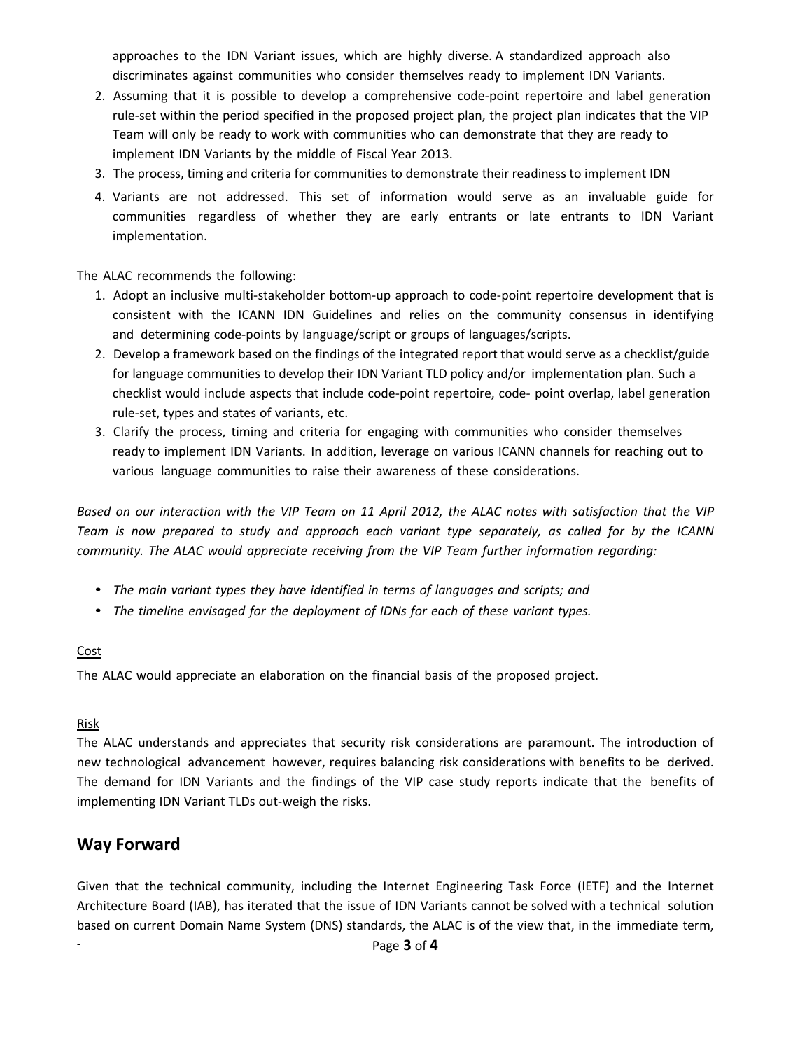approaches to the IDN Variant issues, which are highly diverse. A standardized approach also discriminates against communities who consider themselves ready to implement IDN Variants.

2. Assuming that it is possible to develop a comprehensive code-point repertoire and label generation rule-set within the period specified in the proposed project plan, the project plan indicates that the VIP Team will only be ready to work with communities who can demonstrate that they are ready to implement IDN Variants by the middle of Fiscal Year 2013.
3. The process, timing and criteria for communities to demonstrate their readiness to implement IDN
4. Variants are not addressed. This set of information would serve as an invaluable guide for communities regardless of whether they are early entrants or late entrants to IDN Variant implementation.

The ALAC recommends the following:

1. Adopt an inclusive multi-stakeholder bottom-up approach to code-point repertoire development that is consistent with the ICANN IDN Guidelines and relies on the community consensus in identifying and determining code-points by language/script or groups of languages/scripts.
2. Develop a framework based on the findings of the integrated report that would serve as a checklist/guide for language communities to develop their IDN Variant TLD policy and/or implementation plan. Such a checklist would include aspects that include code-point repertoire, code- point overlap, label generation rule-set, types and states of variants, etc.
3. Clarify the process, timing and criteria for engaging with communities who consider themselves ready to implement IDN Variants. In addition, leverage on various ICANN channels for reaching out to various language communities to raise their awareness of these considerations.

*Based on our interaction with the VIP Team on 11 April 2012, the ALAC notes with satisfaction that the VIP Team is now prepared to study and approach each variant type separately, as called for by the ICANN community. The ALAC would appreciate receiving from the VIP Team further information regarding:*

- *The main variant types they have identified in terms of languages and scripts; and*
- *The timeline envisaged for the deployment of IDNs for each of these variant types.*

<u>Cost</u>

The ALAC would appreciate an elaboration on the financial basis of the proposed project.

<u>Risk</u>

The ALAC understands and appreciates that security risk considerations are paramount. The introduction of new technological advancement however, requires balancing risk considerations with benefits to be derived. The demand for IDN Variants and the findings of the VIP case study reports indicate that the benefits of implementing IDN Variant TLDs out-weigh the risks.

## Way Forward

Given that the technical community, including the Internet Engineering Task Force (IETF) and the Internet Architecture Board (IAB), has iterated that the issue of IDN Variants cannot be solved with a technical solution based on current Domain Name System (DNS) standards, the ALAC is of the view that, in the immediate term,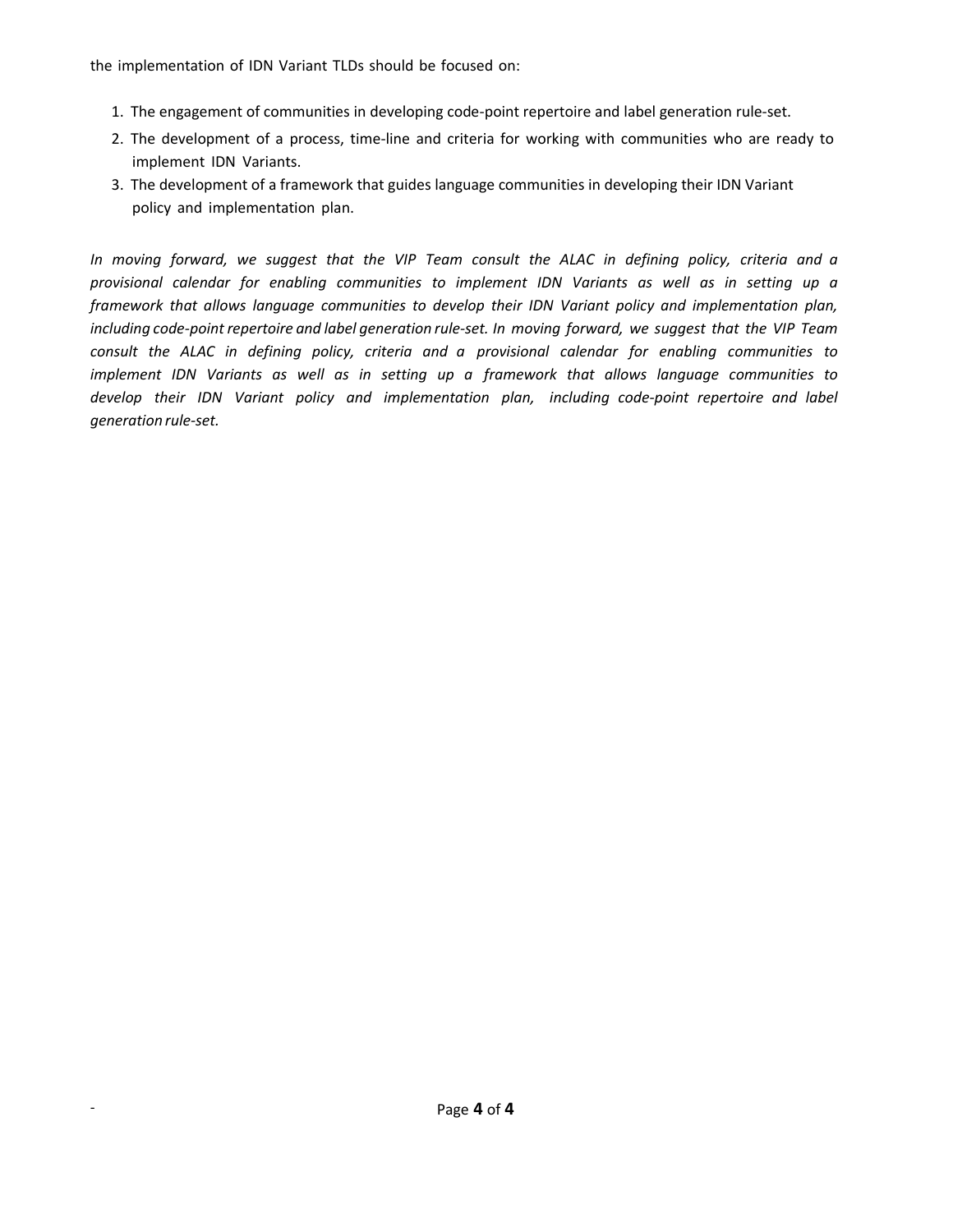the implementation of IDN Variant TLDs should be focused on:

1. The engagement of communities in developing code-point repertoire and label generation rule-set.
2. The development of a process, time-line and criteria for working with communities who are ready to implement IDN Variants.
3. The development of a framework that guides language communities in developing their IDN Variant policy and implementation plan.

*In moving forward, we suggest that the VIP Team consult the ALAC in defining policy, criteria and a provisional calendar for enabling communities to implement IDN Variants as well as in setting up a framework that allows language communities to develop their IDN Variant policy and implementation plan, including code-point repertoire and label generation rule-set. In moving forward, we suggest that the VIP Team consult the ALAC in defining policy, criteria and a provisional calendar for enabling communities to implement IDN Variants as well as in setting up a framework that allows language communities to develop their IDN Variant policy and implementation plan, including code-point repertoire and label generation rule-set.*